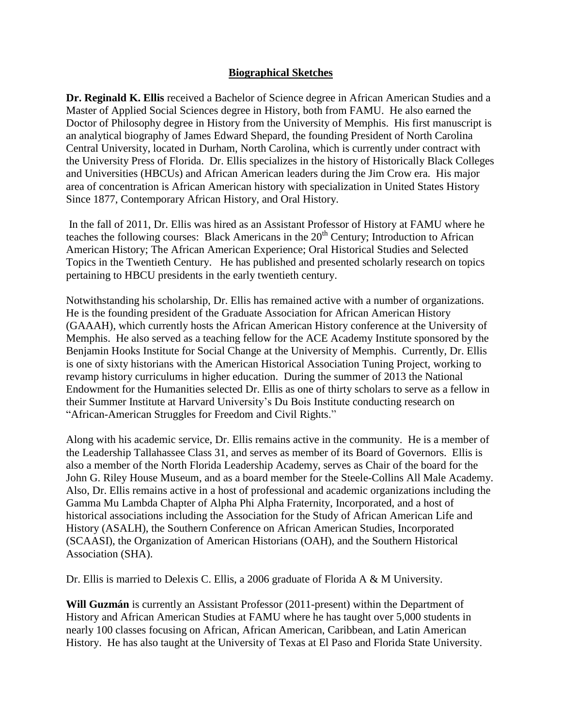## Biographical Sketches

**Dr. Reginald K. Ellis** received a Bachelor of Science degree in African American Studies and a Master of Applied Social Sciences degree in History, both from FAMU. He also earned the Doctor of Philosophy degree in History from the University of Memphis. His first manuscript is an analytical biography of James Edward Shepard, the founding President of North Carolina Central University, located in Durham, North Carolina, which is currently under contract with the University Press of Florida. Dr. Ellis specializes in the history of Historically Black Colleges and Universities (HBCUs) and African American leaders during the Jim Crow era. His major area of concentration is African American history with specialization in United States History Since 1877, Contemporary African History, and Oral History.

In the fall of 2011, Dr. Ellis was hired as an Assistant Professor of History at FAMU where he teaches the following courses: Black Americans in the 20th Century; Introduction to African American History; The African American Experience; Oral Historical Studies and Selected Topics in the Twentieth Century. He has published and presented scholarly research on topics pertaining to HBCU presidents in the early twentieth century.

Notwithstanding his scholarship, Dr. Ellis has remained active with a number of organizations. He is the founding president of the Graduate Association for African American History (GAAAH), which currently hosts the African American History conference at the University of Memphis. He also served as a teaching fellow for the ACE Academy Institute sponsored by the Benjamin Hooks Institute for Social Change at the University of Memphis. Currently, Dr. Ellis is one of sixty historians with the American Historical Association Tuning Project, working to revamp history curriculums in higher education. During the summer of 2013 the National Endowment for the Humanities selected Dr. Ellis as one of thirty scholars to serve as a fellow in their Summer Institute at Harvard University's Du Bois Institute conducting research on "African-American Struggles for Freedom and Civil Rights."

Along with his academic service, Dr. Ellis remains active in the community. He is a member of the Leadership Tallahassee Class 31, and serves as member of its Board of Governors. Ellis is also a member of the North Florida Leadership Academy, serves as Chair of the board for the John G. Riley House Museum, and as a board member for the Steele-Collins All Male Academy. Also, Dr. Ellis remains active in a host of professional and academic organizations including the Gamma Mu Lambda Chapter of Alpha Phi Alpha Fraternity, Incorporated, and a host of historical associations including the Association for the Study of African American Life and History (ASALH), the Southern Conference on African American Studies, Incorporated (SCAASI), the Organization of American Historians (OAH), and the Southern Historical Association (SHA).

Dr. Ellis is married to Delexis C. Ellis, a 2006 graduate of Florida A & M University.

**Will Guzmán** is currently an Assistant Professor (2011-present) within the Department of History and African American Studies at FAMU where he has taught over 5,000 students in nearly 100 classes focusing on African, African American, Caribbean, and Latin American History. He has also taught at the University of Texas at El Paso and Florida State University.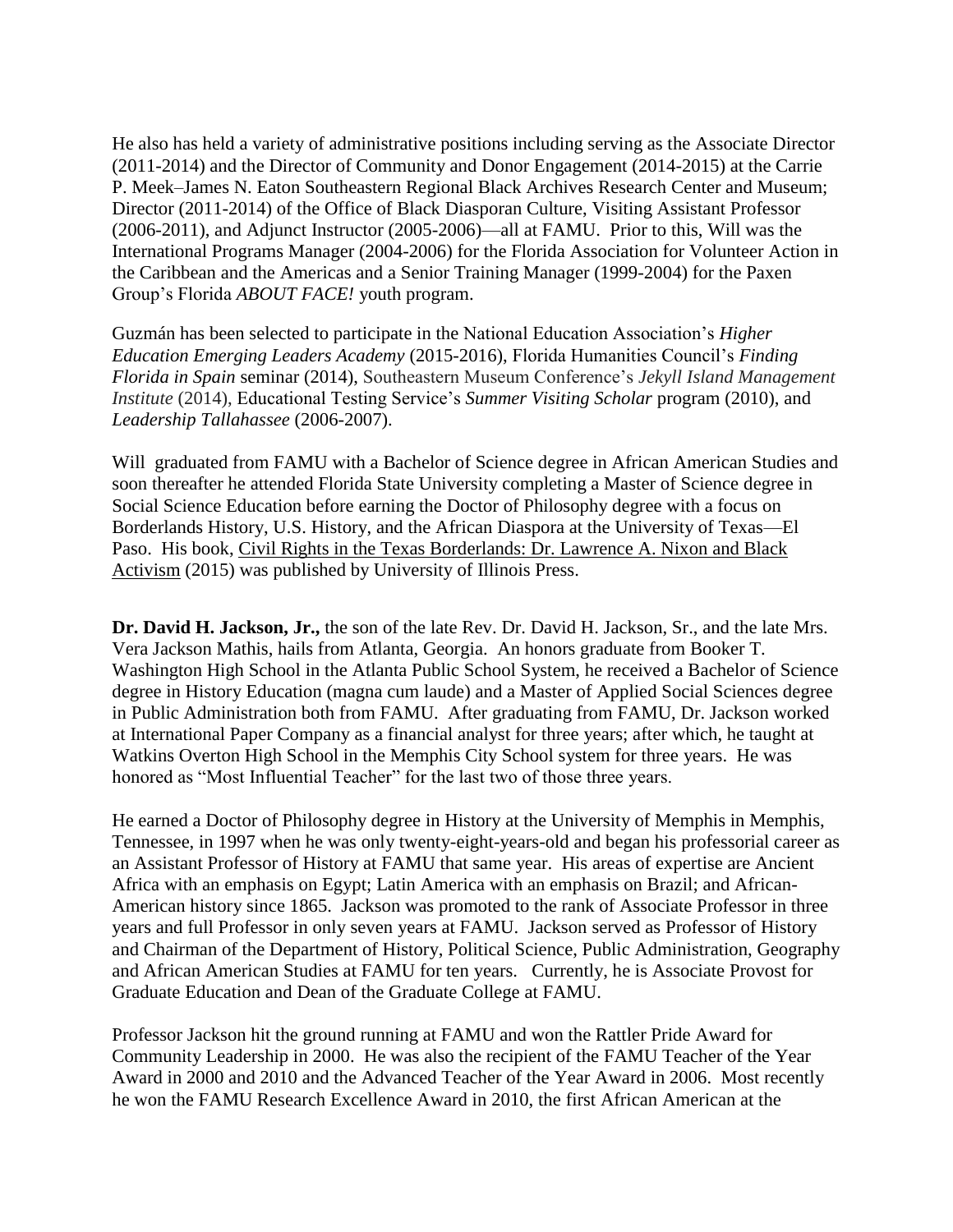He also has held a variety of administrative positions including serving as the Associate Director (2011-2014) and the Director of Community and Donor Engagement (2014-2015) at the Carrie P. Meek–James N. Eaton Southeastern Regional Black Archives Research Center and Museum; Director (2011-2014) of the Office of Black Diasporan Culture, Visiting Assistant Professor (2006-2011), and Adjunct Instructor (2005-2006)—all at FAMU. Prior to this, Will was the International Programs Manager (2004-2006) for the Florida Association for Volunteer Action in the Caribbean and the Americas and a Senior Training Manager (1999-2004) for the Paxen Group's Florida *ABOUT FACE!* youth program.

Guzmán has been selected to participate in the National Education Association's *Higher Education Emerging Leaders Academy* (2015-2016), Florida Humanities Council's *Finding Florida in Spain* seminar (2014), Southeastern Museum Conference's *Jekyll Island Management Institute* (2014), Educational Testing Service's *Summer Visiting Scholar* program (2010), and *Leadership Tallahassee* (2006-2007).

Will graduated from FAMU with a Bachelor of Science degree in African American Studies and soon thereafter he attended Florida State University completing a Master of Science degree in Social Science Education before earning the Doctor of Philosophy degree with a focus on Borderlands History, U.S. History, and the African Diaspora at the University of Texas—El Paso. His book, Civil Rights in the Texas Borderlands: Dr. Lawrence A. Nixon and Black Activism (2015) was published by University of Illinois Press.

**Dr. David H. Jackson, Jr.,** the son of the late Rev. Dr. David H. Jackson, Sr., and the late Mrs. Vera Jackson Mathis, hails from Atlanta, Georgia. An honors graduate from Booker T. Washington High School in the Atlanta Public School System, he received a Bachelor of Science degree in History Education (magna cum laude) and a Master of Applied Social Sciences degree in Public Administration both from FAMU. After graduating from FAMU, Dr. Jackson worked at International Paper Company as a financial analyst for three years; after which, he taught at Watkins Overton High School in the Memphis City School system for three years. He was honored as "Most Influential Teacher" for the last two of those three years.

He earned a Doctor of Philosophy degree in History at the University of Memphis in Memphis, Tennessee, in 1997 when he was only twenty-eight-years-old and began his professorial career as an Assistant Professor of History at FAMU that same year. His areas of expertise are Ancient Africa with an emphasis on Egypt; Latin America with an emphasis on Brazil; and African-American history since 1865. Jackson was promoted to the rank of Associate Professor in three years and full Professor in only seven years at FAMU. Jackson served as Professor of History and Chairman of the Department of History, Political Science, Public Administration, Geography and African American Studies at FAMU for ten years. Currently, he is Associate Provost for Graduate Education and Dean of the Graduate College at FAMU.

Professor Jackson hit the ground running at FAMU and won the Rattler Pride Award for Community Leadership in 2000. He was also the recipient of the FAMU Teacher of the Year Award in 2000 and 2010 and the Advanced Teacher of the Year Award in 2006. Most recently he won the FAMU Research Excellence Award in 2010, the first African American at the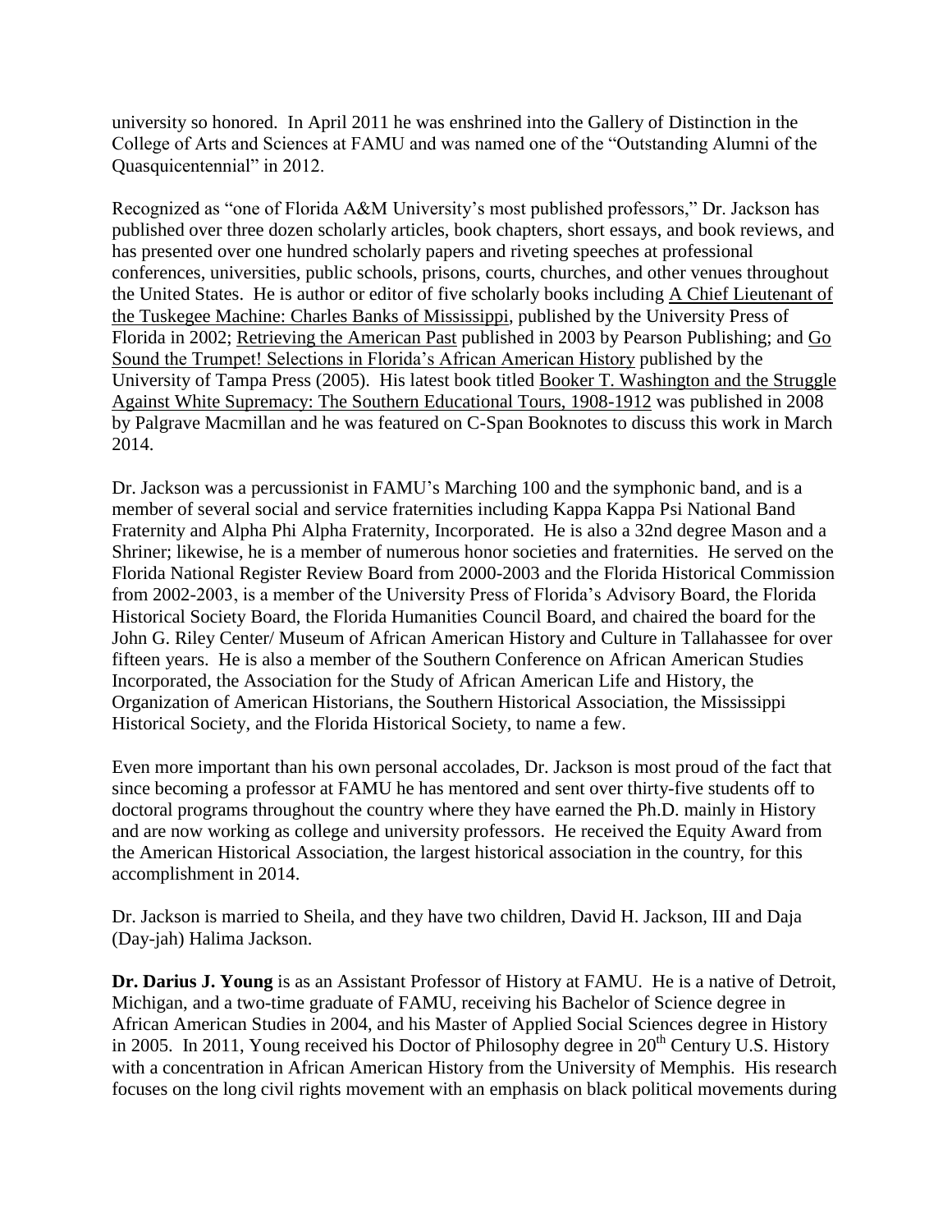university so honored. In April 2011 he was enshrined into the Gallery of Distinction in the College of Arts and Sciences at FAMU and was named one of the "Outstanding Alumni of the Quasquicentennial" in 2012.

Recognized as "one of Florida A&M University's most published professors," Dr. Jackson has published over three dozen scholarly articles, book chapters, short essays, and book reviews, and has presented over one hundred scholarly papers and riveting speeches at professional conferences, universities, public schools, prisons, courts, churches, and other venues throughout the United States. He is author or editor of five scholarly books including <u>A Chief Lieutenant of the Tuskegee Machine: Charles Banks of Mississippi</u>, published by the University Press of Florida in 2002; <u>Retrieving the American Past</u> published in 2003 by Pearson Publishing; and <u>Go Sound the Trumpet! Selections in Florida's African American History</u> published by the University of Tampa Press (2005). His latest book titled <u>Booker T. Washington and the Struggle Against White Supremacy: The Southern Educational Tours, 1908-1912</u> was published in 2008 by Palgrave Macmillan and he was featured on C-Span Booknotes to discuss this work in March 2014.

Dr. Jackson was a percussionist in FAMU's Marching 100 and the symphonic band, and is a member of several social and service fraternities including Kappa Kappa Psi National Band Fraternity and Alpha Phi Alpha Fraternity, Incorporated. He is also a 32nd degree Mason and a Shriner; likewise, he is a member of numerous honor societies and fraternities. He served on the Florida National Register Review Board from 2000-2003 and the Florida Historical Commission from 2002-2003, is a member of the University Press of Florida's Advisory Board, the Florida Historical Society Board, the Florida Humanities Council Board, and chaired the board for the John G. Riley Center/ Museum of African American History and Culture in Tallahassee for over fifteen years. He is also a member of the Southern Conference on African American Studies Incorporated, the Association for the Study of African American Life and History, the Organization of American Historians, the Southern Historical Association, the Mississippi Historical Society, and the Florida Historical Society, to name a few.

Even more important than his own personal accolades, Dr. Jackson is most proud of the fact that since becoming a professor at FAMU he has mentored and sent over thirty-five students off to doctoral programs throughout the country where they have earned the Ph.D. mainly in History and are now working as college and university professors. He received the Equity Award from the American Historical Association, the largest historical association in the country, for this accomplishment in 2014.

Dr. Jackson is married to Sheila, and they have two children, David H. Jackson, III and Daja (Day-jah) Halima Jackson.

**Dr. Darius J. Young** is as an Assistant Professor of History at FAMU. He is a native of Detroit, Michigan, and a two-time graduate of FAMU, receiving his Bachelor of Science degree in African American Studies in 2004, and his Master of Applied Social Sciences degree in History in 2005. In 2011, Young received his Doctor of Philosophy degree in 20th Century U.S. History with a concentration in African American History from the University of Memphis. His research focuses on the long civil rights movement with an emphasis on black political movements during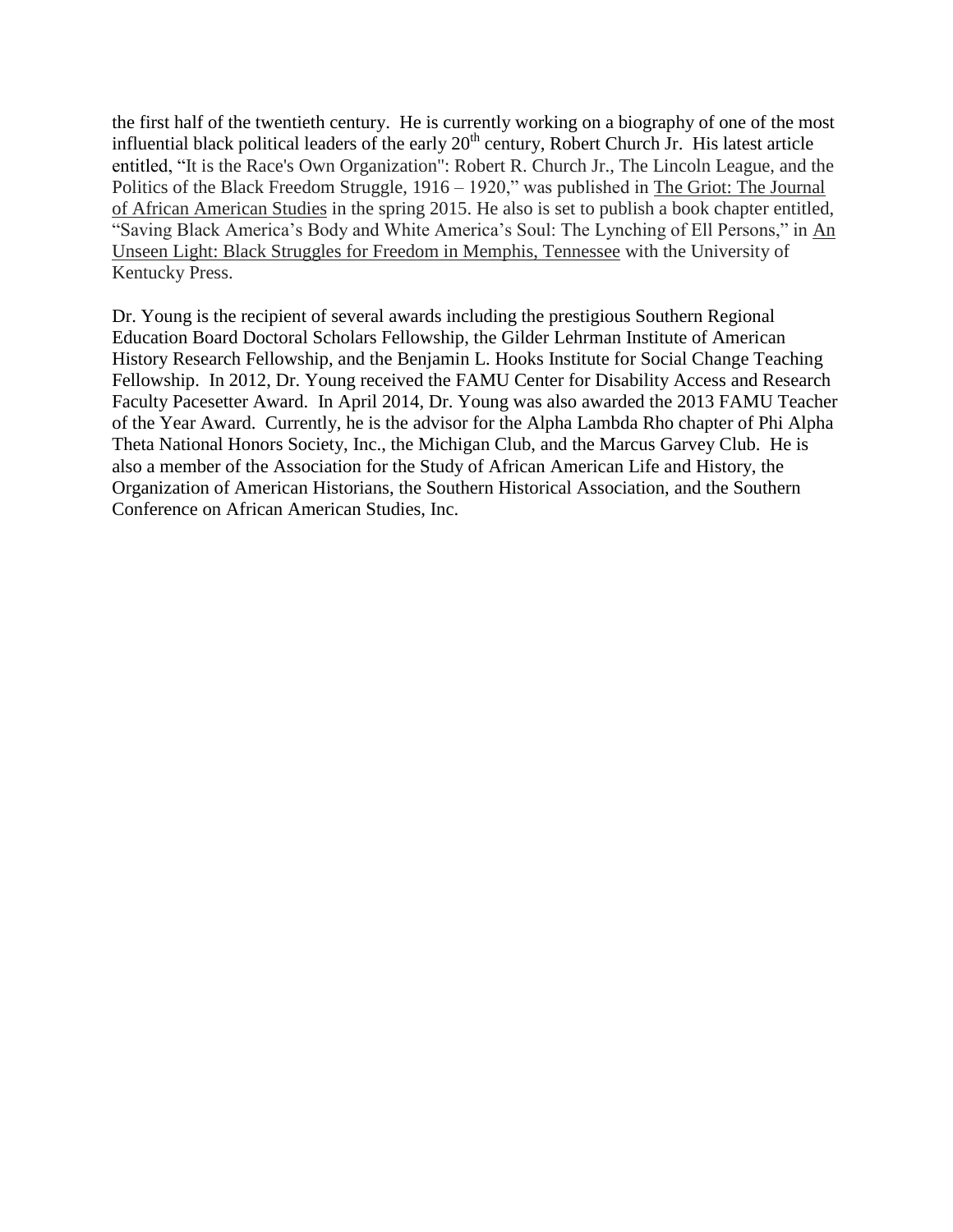the first half of the twentieth century. He is currently working on a biography of one of the most influential black political leaders of the early 20th century, Robert Church Jr. His latest article entitled, "It is the Race's Own Organization": Robert R. Church Jr., The Lincoln League, and the Politics of the Black Freedom Struggle, 1916 – 1920," was published in The Griot: The Journal of African American Studies in the spring 2015. He also is set to publish a book chapter entitled, "Saving Black America's Body and White America's Soul: The Lynching of Ell Persons," in An Unseen Light: Black Struggles for Freedom in Memphis, Tennessee with the University of Kentucky Press.

Dr. Young is the recipient of several awards including the prestigious Southern Regional Education Board Doctoral Scholars Fellowship, the Gilder Lehrman Institute of American History Research Fellowship, and the Benjamin L. Hooks Institute for Social Change Teaching Fellowship. In 2012, Dr. Young received the FAMU Center for Disability Access and Research Faculty Pacesetter Award. In April 2014, Dr. Young was also awarded the 2013 FAMU Teacher of the Year Award. Currently, he is the advisor for the Alpha Lambda Rho chapter of Phi Alpha Theta National Honors Society, Inc., the Michigan Club, and the Marcus Garvey Club. He is also a member of the Association for the Study of African American Life and History, the Organization of American Historians, the Southern Historical Association, and the Southern Conference on African American Studies, Inc.